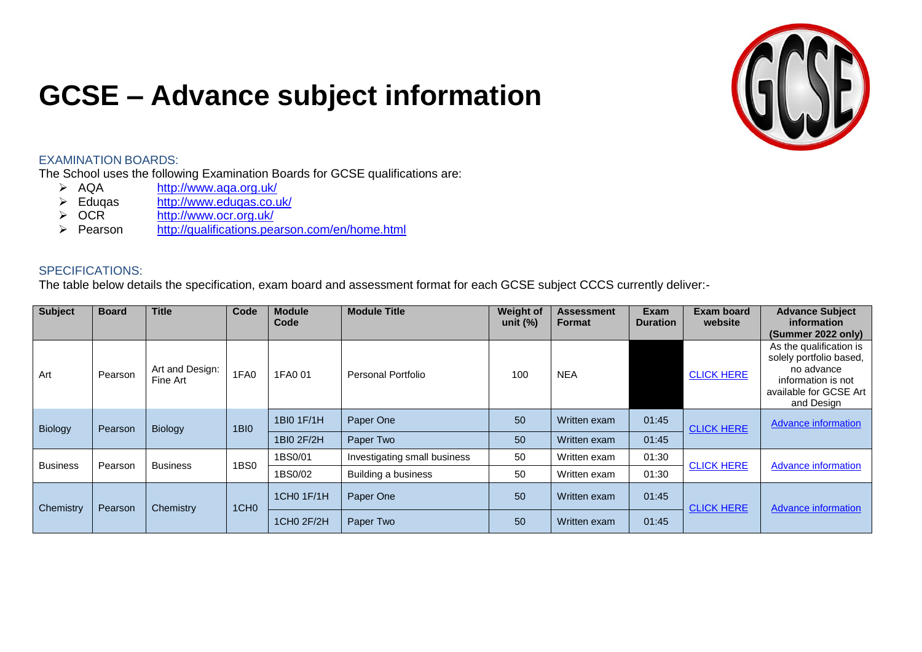# GCSE – Advance subject information

## EXAMINATION BOARDS:

The School uses the following Examination Boards for GCSE qualifications are:

- AQA http://www.aqa.org.uk/
- Eduqas http://www.eduqas.co.uk/
- OCR http://www.ocr.org.uk/
- Pearson http://qualifications.pearson.com/en/home.html

## SPECIFICATIONS:

The table below details the specification, exam board and assessment format for each GCSE subject CCCS currently deliver:-

| Subject | Board | Title | Code | Module Code | Module Title | Weight of unit (%) | Assessment Format | Exam Duration | Exam board website | Advance Subject information (Summer 2022 only) |
|---|---|---|---|---|---|---|---|---|---|---|
| Art | Pearson | Art and Design: Fine Art | 1FA0 | 1FA0 01 | Personal Portfolio | 100 | NEA | | CLICK HERE | As the qualification is solely portfolio based, no advance information is not available for GCSE Art and Design |
| Biology | Pearson | Biology | 1BI0 | 1BI0 1F/1H | Paper One | 50 | Written exam | 01:45 | CLICK HERE | Advance information |
| | | | | 1BI0 2F/2H | Paper Two | 50 | Written exam | 01:45 | | |
| Business | Pearson | Business | 1BS0 | 1BS0/01 | Investigating small business | 50 | Written exam | 01:30 | CLICK HERE | Advance information |
| | | | | 1BS0/02 | Building a business | 50 | Written exam | 01:30 | | |
| Chemistry | Pearson | Chemistry | 1CH0 | 1CH0 1F/1H | Paper One | 50 | Written exam | 01:45 | CLICK HERE | Advance information |
| | | | | 1CH0 2F/2H | Paper Two | 50 | Written exam | 01:45 | | |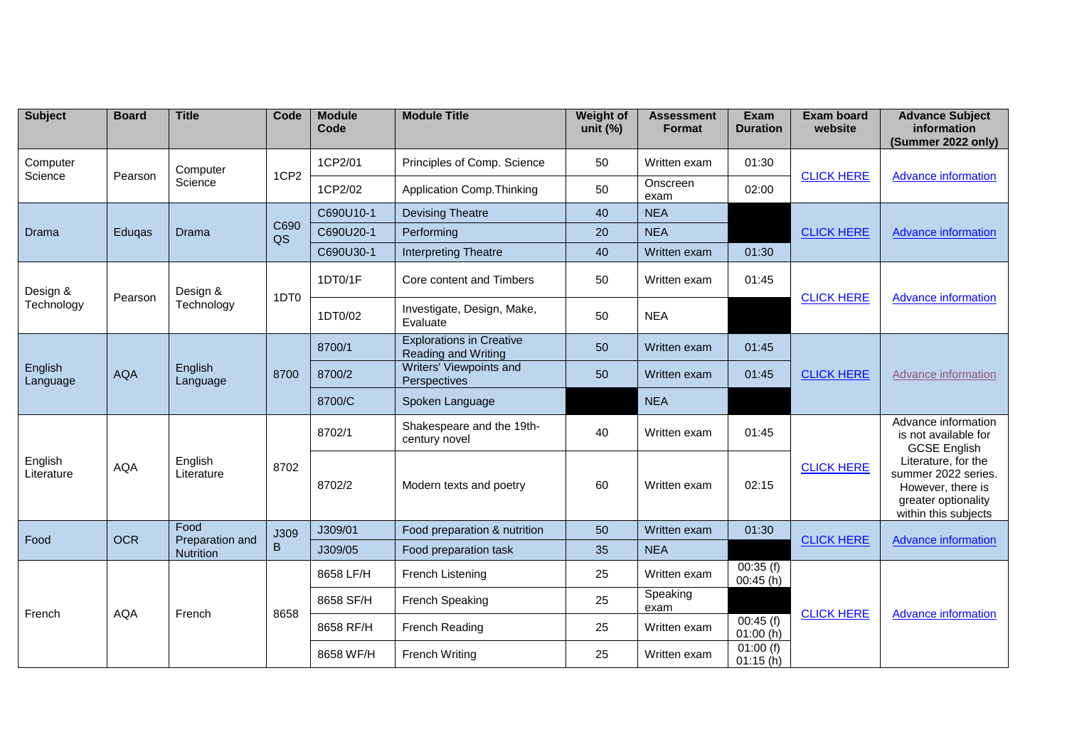| Subject | Board | Title | Code | Module Code | Module Title | Weight of unit (%) | Assessment Format | Exam Duration | Exam board website | Advance Subject information (Summer 2022 only) |
|---|---|---|---|---|---|---|---|---|---|---|
| Computer Science | Pearson | Computer Science | 1CP2 | 1CP2/01 | Principles of Comp. Science | 50 | Written exam | 01:30 | CLICK HERE | Advance information |
| | | | | 1CP2/02 | Application Comp.Thinking | 50 | Onscreen exam | 02:00 | | |
| Drama | Eduqas | Drama | C690QS | C690U10-1 | Devising Theatre | 40 | NEA | | CLICK HERE | Advance information |
| | | | | C690U20-1 | Performing | 20 | NEA | | | |
| | | | | C690U30-1 | Interpreting Theatre | 40 | Written exam | 01:30 | | |
| Design & Technology | Pearson | Design & Technology | 1DT0 | 1DT0/1F | Core content and Timbers | 50 | Written exam | 01:45 | CLICK HERE | Advance information |
| | | | | 1DT0/02 | Investigate, Design, Make, Evaluate | 50 | NEA | | | |
| English Language | AQA | English Language | 8700 | 8700/1 | Explorations in Creative Reading and Writing | 50 | Written exam | 01:45 | CLICK HERE | Advance information |
| | | | | 8700/2 | Writers' Viewpoints and Perspectives | 50 | Written exam | 01:45 | | |
| | | | | 8700/C | Spoken Language | | NEA | | | |
| English Literature | AQA | English Literature | 8702 | 8702/1 | Shakespeare and the 19th-century novel | 40 | Written exam | 01:45 | CLICK HERE | Advance information is not available for GCSE English Literature, for the summer 2022 series. However, there is greater optionality within this subjects |
| | | | | 8702/2 | Modern texts and poetry | 60 | Written exam | 02:15 | | |
| Food | OCR | Food Preparation and Nutrition | J309B | J309/01 | Food preparation & nutrition | 50 | Written exam | 01:30 | CLICK HERE | Advance information |
| | | | | J309/05 | Food preparation task | 35 | NEA | | | |
| French | AQA | French | 8658 | 8658 LF/H | French Listening | 25 | Written exam | 00:35 (f) 00:45 (h) | CLICK HERE | Advance information |
| | | | | 8658 SF/H | French Speaking | 25 | Speaking exam | | | |
| | | | | 8658 RF/H | French Reading | 25 | Written exam | 00:45 (f) 01:00 (h) | | |
| | | | | 8658 WF/H | French Writing | 25 | Written exam | 01:00 (f) 01:15 (h) | | |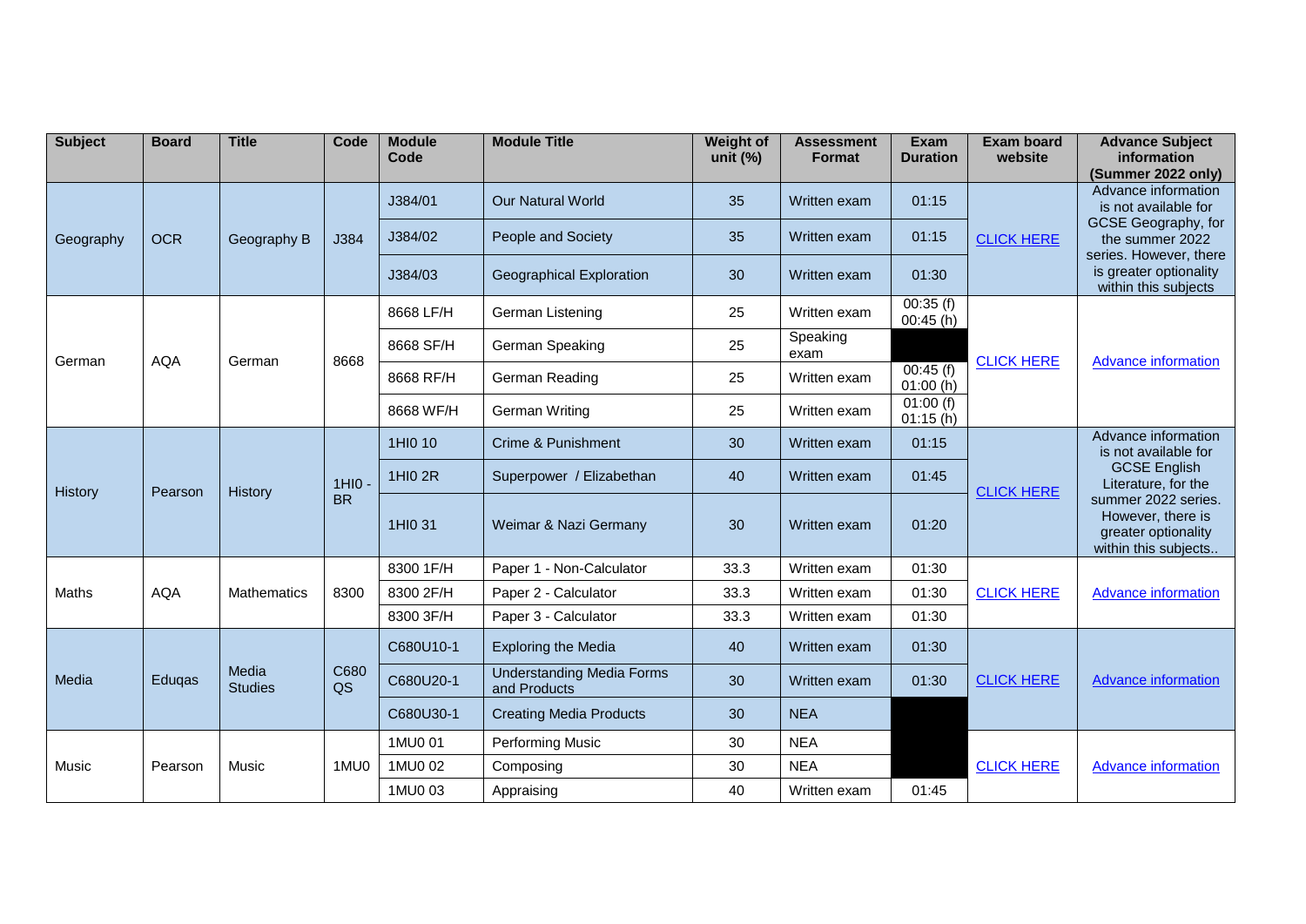| Subject | Board | Title | Code | Module Code | Module Title | Weight of unit (%) | Assessment Format | Exam Duration | Exam board website | Advance Subject information (Summer 2022 only) |
|---|---|---|---|---|---|---|---|---|---|---|
| Geography | OCR | Geography B | J384 | J384/01 | Our Natural World | 35 | Written exam | 01:15 | CLICK HERE | Advance information is not available for GCSE Geography, for the summer 2022 series. However, there is greater optionality within this subjects |
| | | | | J384/02 | People and Society | 35 | Written exam | 01:15 | | |
| | | | | J384/03 | Geographical Exploration | 30 | Written exam | 01:30 | | |
| German | AQA | German | 8668 | 8668 LF/H | German Listening | 25 | Written exam | 00:35 (f) 00:45 (h) | CLICK HERE | Advance information |
| | | | | 8668 SF/H | German Speaking | 25 | Speaking exam | | | |
| | | | | 8668 RF/H | German Reading | 25 | Written exam | 00:45 (f) 01:00 (h) | | |
| | | | | 8668 WF/H | German Writing | 25 | Written exam | 01:00 (f) 01:15 (h) | | |
| History | Pearson | History | 1HI0 - BR | 1HI0 10 | Crime & Punishment | 30 | Written exam | 01:15 | CLICK HERE | Advance information is not available for GCSE English Literature, for the summer 2022 series. However, there is greater optionality within this subjects.. |
| | | | | 1HI0 2R | Superpower / Elizabethan | 40 | Written exam | 01:45 | | |
| | | | | 1HI0 31 | Weimar & Nazi Germany | 30 | Written exam | 01:20 | | |
| Maths | AQA | Mathematics | 8300 | 8300 1F/H | Paper 1 - Non-Calculator | 33.3 | Written exam | 01:30 | CLICK HERE | Advance information |
| | | | | 8300 2F/H | Paper 2 - Calculator | 33.3 | Written exam | 01:30 | | |
| | | | | 8300 3F/H | Paper 3 - Calculator | 33.3 | Written exam | 01:30 | | |
| Media | Eduqas | Media Studies | C680 QS | C680U10-1 | Exploring the Media | 40 | Written exam | 01:30 | CLICK HERE | Advance information |
| | | | | C680U20-1 | Understanding Media Forms and Products | 30 | Written exam | 01:30 | | |
| | | | | C680U30-1 | Creating Media Products | 30 | NEA | | | |
| Music | Pearson | Music | 1MU0 | 1MU0 01 | Performing Music | 30 | NEA | | CLICK HERE | Advance information |
| | | | | 1MU0 02 | Composing | 30 | NEA | | | |
| | | | | 1MU0 03 | Appraising | 40 | Written exam | 01:45 | | |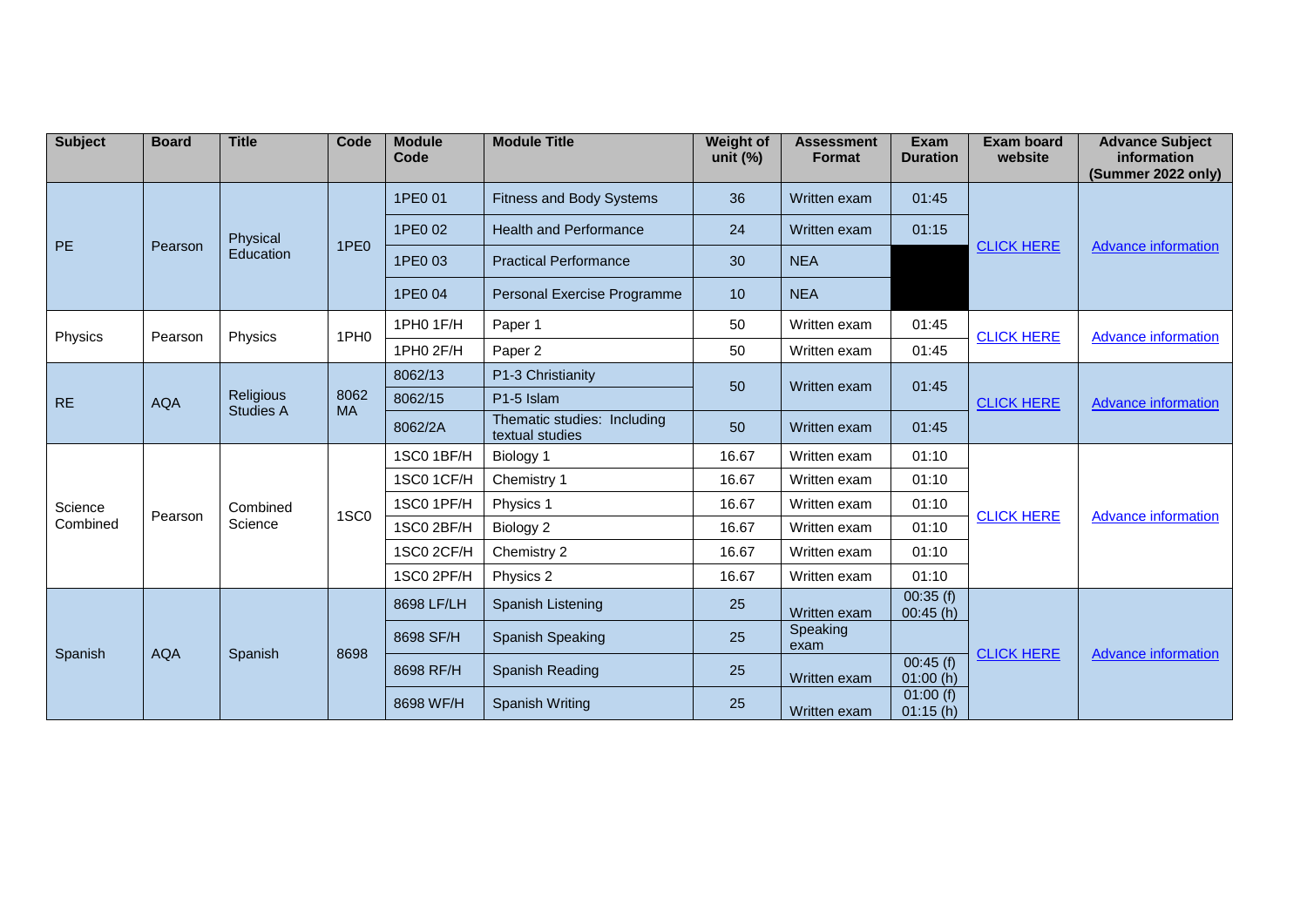| Subject | Board | Title | Code | Module Code | Module Title | Weight of unit (%) | Assessment Format | Exam Duration | Exam board website | Advance Subject information (Summer 2022 only) |
|---|---|---|---|---|---|---|---|---|---|---|
| PE | Pearson | Physical Education | 1PE0 | 1PE0 01 | Fitness and Body Systems | 36 | Written exam | 01:45 | CLICK HERE | Advance information |
| | | | | 1PE0 02 | Health and Performance | 24 | Written exam | 01:15 | | |
| | | | | 1PE0 03 | Practical Performance | 30 | NEA | | | |
| | | | | 1PE0 04 | Personal Exercise Programme | 10 | NEA | | | |
| Physics | Pearson | Physics | 1PH0 | 1PH0 1F/H | Paper 1 | 50 | Written exam | 01:45 | CLICK HERE | Advance information |
| | | | | 1PH0 2F/H | Paper 2 | 50 | Written exam | 01:45 | | |
| RE | AQA | Religious Studies A | 8062 MA | 8062/13 | P1-3 Christianity | 50 | Written exam | 01:45 | CLICK HERE | Advance information |
| | | | | 8062/15 | P1-5 Islam | | | | | |
| | | | | 8062/2A | Thematic studies: Including textual studies | 50 | Written exam | 01:45 | | |
| Science Combined | Pearson | Combined Science | 1SC0 | 1SC0 1BF/H | Biology 1 | 16.67 | Written exam | 01:10 | CLICK HERE | Advance information |
| | | | | 1SC0 1CF/H | Chemistry 1 | 16.67 | Written exam | 01:10 | | |
| | | | | 1SC0 1PF/H | Physics 1 | 16.67 | Written exam | 01:10 | | |
| | | | | 1SC0 2BF/H | Biology 2 | 16.67 | Written exam | 01:10 | | |
| | | | | 1SC0 2CF/H | Chemistry 2 | 16.67 | Written exam | 01:10 | | |
| | | | | 1SC0 2PF/H | Physics 2 | 16.67 | Written exam | 01:10 | | |
| Spanish | AQA | Spanish | 8698 | 8698 LF/LH | Spanish Listening | 25 | Written exam | 00:35 (f) 00:45 (h) | CLICK HERE | Advance information |
| | | | | 8698 SF/H | Spanish Speaking | 25 | Speaking exam | | | |
| | | | | 8698 RF/H | Spanish Reading | 25 | Written exam | 00:45 (f) 01:00 (h) | | |
| | | | | 8698 WF/H | Spanish Writing | 25 | Written exam | 01:00 (f) 01:15 (h) | | |